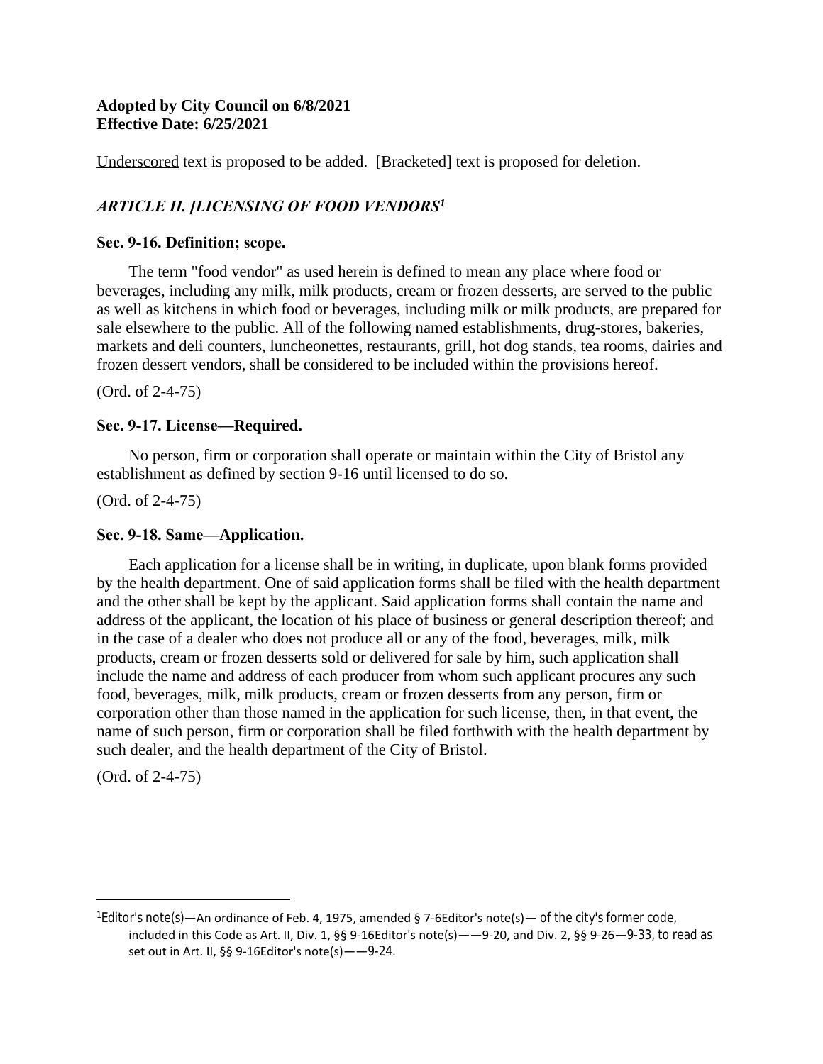**Adopted by City Council on 6/8/2021**
**Effective Date: 6/25/2021**

<u>Underscored</u> text is proposed to be added. [Bracketed] text is proposed for deletion.

### *ARTICLE II. [LICENSING OF FOOD VENDORS[1]*

**Sec. 9-16. Definition; scope.**

The term "food vendor" as used herein is defined to mean any place where food or beverages, including any milk, milk products, cream or frozen desserts, are served to the public as well as kitchens in which food or beverages, including milk or milk products, are prepared for sale elsewhere to the public. All of the following named establishments, drug-stores, bakeries, markets and deli counters, luncheonettes, restaurants, grill, hot dog stands, tea rooms, dairies and frozen dessert vendors, shall be considered to be included within the provisions hereof.

(Ord. of 2-4-75)

**Sec. 9-17. License—Required.**

No person, firm or corporation shall operate or maintain within the City of Bristol any establishment as defined by section 9-16 until licensed to do so.

(Ord. of 2-4-75)

**Sec. 9-18. Same—Application.**

Each application for a license shall be in writing, in duplicate, upon blank forms provided by the health department. One of said application forms shall be filed with the health department and the other shall be kept by the applicant. Said application forms shall contain the name and address of the applicant, the location of his place of business or general description thereof; and in the case of a dealer who does not produce all or any of the food, beverages, milk, milk products, cream or frozen desserts sold or delivered for sale by him, such application shall include the name and address of each producer from whom such applicant procures any such food, beverages, milk, milk products, cream or frozen desserts from any person, firm or corporation other than those named in the application for such license, then, in that event, the name of such person, firm or corporation shall be filed forthwith with the health department by such dealer, and the health department of the City of Bristol.

(Ord. of 2-4-75)

---

[1]Editor's note(s)—An ordinance of Feb. 4, 1975, amended § 7-6Editor's note(s)— of the city's former code, included in this Code as Art. II, Div. 1, §§ 9-16Editor's note(s)——9-20, and Div. 2, §§ 9-26—9-33, to read as set out in Art. II, §§ 9-16Editor's note(s)——9-24.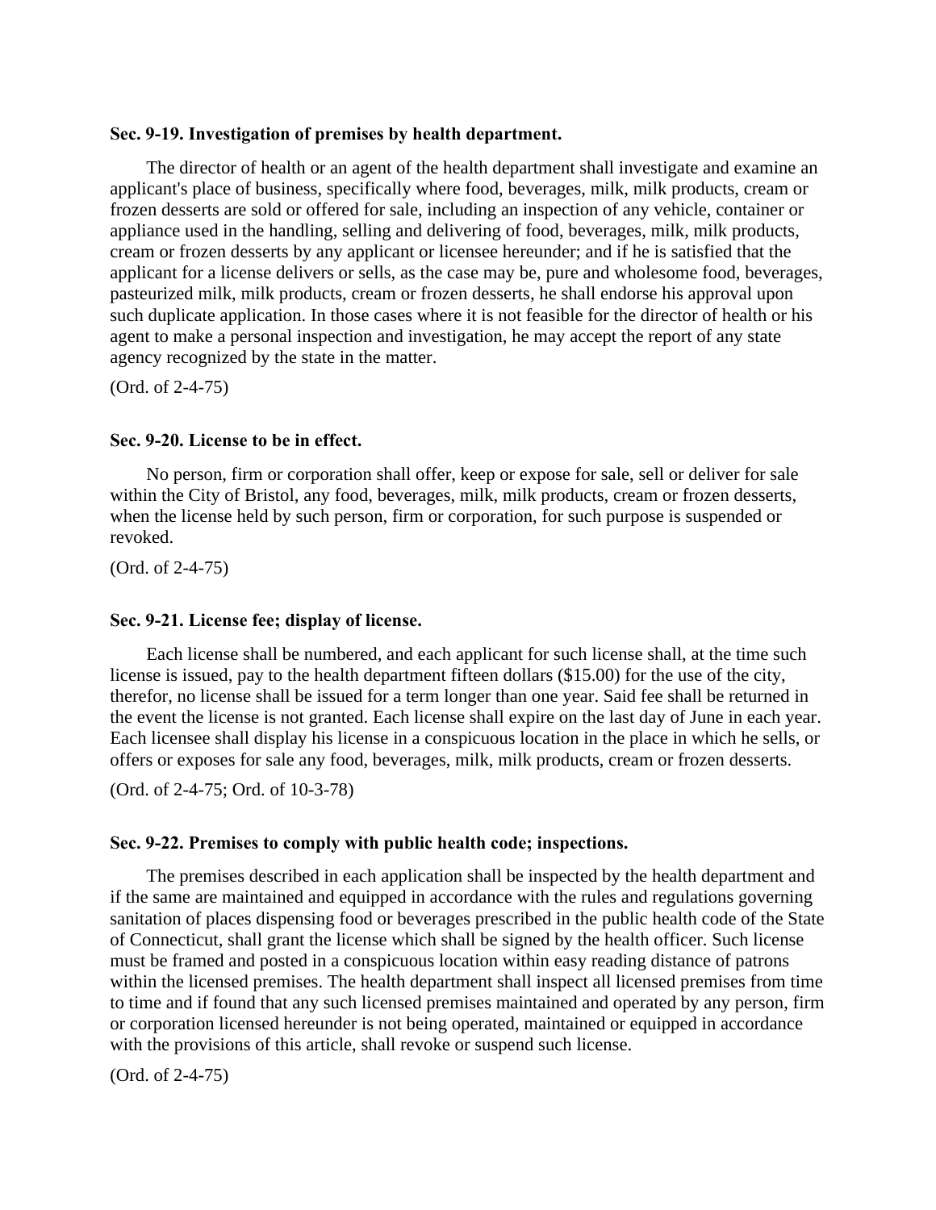**Sec. 9-19. Investigation of premises by health department.**

The director of health or an agent of the health department shall investigate and examine an applicant's place of business, specifically where food, beverages, milk, milk products, cream or frozen desserts are sold or offered for sale, including an inspection of any vehicle, container or appliance used in the handling, selling and delivering of food, beverages, milk, milk products, cream or frozen desserts by any applicant or licensee hereunder; and if he is satisfied that the applicant for a license delivers or sells, as the case may be, pure and wholesome food, beverages, pasteurized milk, milk products, cream or frozen desserts, he shall endorse his approval upon such duplicate application. In those cases where it is not feasible for the director of health or his agent to make a personal inspection and investigation, he may accept the report of any state agency recognized by the state in the matter.

(Ord. of 2-4-75)

**Sec. 9-20. License to be in effect.**

No person, firm or corporation shall offer, keep or expose for sale, sell or deliver for sale within the City of Bristol, any food, beverages, milk, milk products, cream or frozen desserts, when the license held by such person, firm or corporation, for such purpose is suspended or revoked.

(Ord. of 2-4-75)

**Sec. 9-21. License fee; display of license.**

Each license shall be numbered, and each applicant for such license shall, at the time such license is issued, pay to the health department fifteen dollars ($15.00) for the use of the city, therefor, no license shall be issued for a term longer than one year. Said fee shall be returned in the event the license is not granted. Each license shall expire on the last day of June in each year. Each licensee shall display his license in a conspicuous location in the place in which he sells, or offers or exposes for sale any food, beverages, milk, milk products, cream or frozen desserts.

(Ord. of 2-4-75; Ord. of 10-3-78)

**Sec. 9-22. Premises to comply with public health code; inspections.**

The premises described in each application shall be inspected by the health department and if the same are maintained and equipped in accordance with the rules and regulations governing sanitation of places dispensing food or beverages prescribed in the public health code of the State of Connecticut, shall grant the license which shall be signed by the health officer. Such license must be framed and posted in a conspicuous location within easy reading distance of patrons within the licensed premises. The health department shall inspect all licensed premises from time to time and if found that any such licensed premises maintained and operated by any person, firm or corporation licensed hereunder is not being operated, maintained or equipped in accordance with the provisions of this article, shall revoke or suspend such license.

(Ord. of 2-4-75)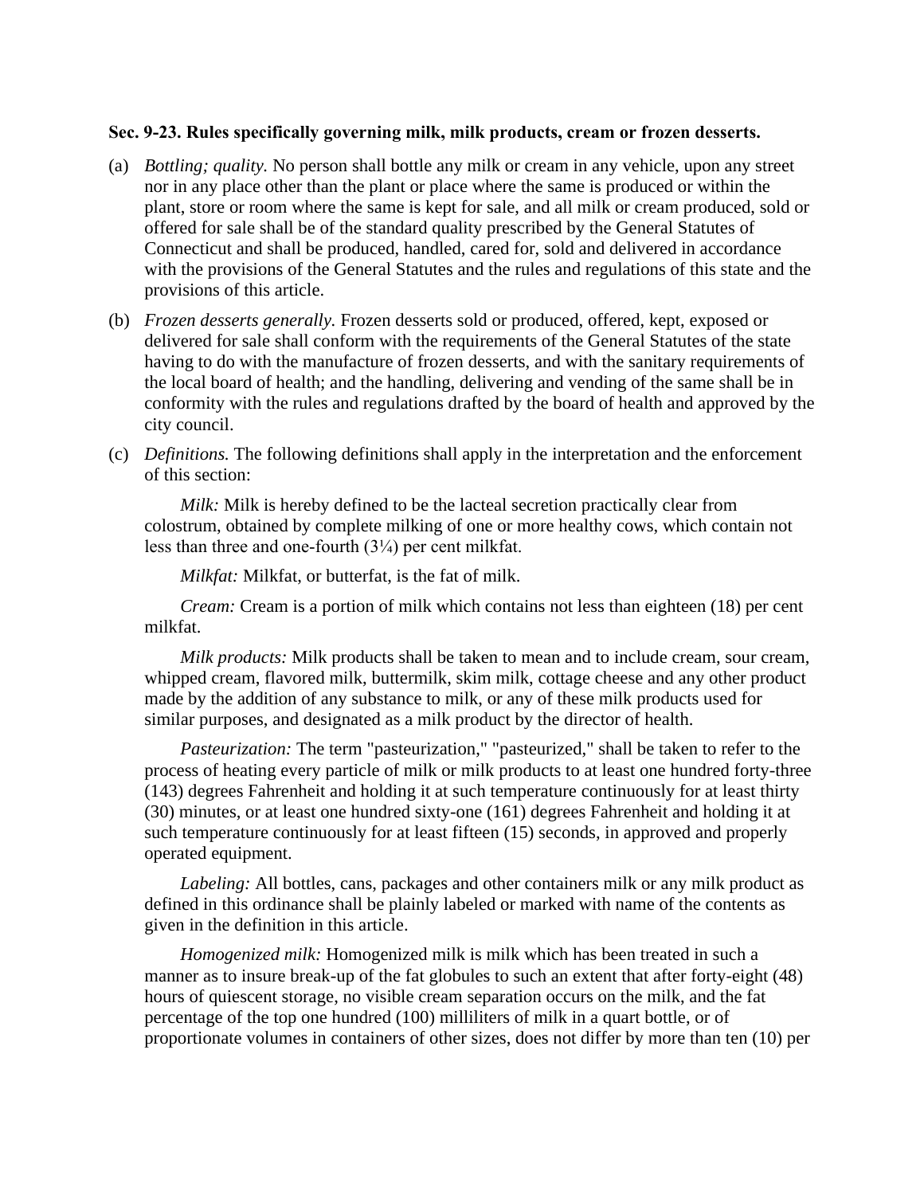**Sec. 9-23. Rules specifically governing milk, milk products, cream or frozen desserts.**

(a) *Bottling; quality.* No person shall bottle any milk or cream in any vehicle, upon any street nor in any place other than the plant or place where the same is produced or within the plant, store or room where the same is kept for sale, and all milk or cream produced, sold or offered for sale shall be of the standard quality prescribed by the General Statutes of Connecticut and shall be produced, handled, cared for, sold and delivered in accordance with the provisions of the General Statutes and the rules and regulations of this state and the provisions of this article.

(b) *Frozen desserts generally.* Frozen desserts sold or produced, offered, kept, exposed or delivered for sale shall conform with the requirements of the General Statutes of the state having to do with the manufacture of frozen desserts, and with the sanitary requirements of the local board of health; and the handling, delivering and vending of the same shall be in conformity with the rules and regulations drafted by the board of health and approved by the city council.

(c) *Definitions.* The following definitions shall apply in the interpretation and the enforcement of this section:

*Milk:* Milk is hereby defined to be the lacteal secretion practically clear from colostrum, obtained by complete milking of one or more healthy cows, which contain not less than three and one-fourth (3¼) per cent milkfat.

*Milkfat:* Milkfat, or butterfat, is the fat of milk.

*Cream:* Cream is a portion of milk which contains not less than eighteen (18) per cent milkfat.

*Milk products:* Milk products shall be taken to mean and to include cream, sour cream, whipped cream, flavored milk, buttermilk, skim milk, cottage cheese and any other product made by the addition of any substance to milk, or any of these milk products used for similar purposes, and designated as a milk product by the director of health.

*Pasteurization:* The term "pasteurization," "pasteurized," shall be taken to refer to the process of heating every particle of milk or milk products to at least one hundred forty-three (143) degrees Fahrenheit and holding it at such temperature continuously for at least thirty (30) minutes, or at least one hundred sixty-one (161) degrees Fahrenheit and holding it at such temperature continuously for at least fifteen (15) seconds, in approved and properly operated equipment.

*Labeling:* All bottles, cans, packages and other containers milk or any milk product as defined in this ordinance shall be plainly labeled or marked with name of the contents as given in the definition in this article.

*Homogenized milk:* Homogenized milk is milk which has been treated in such a manner as to insure break-up of the fat globules to such an extent that after forty-eight (48) hours of quiescent storage, no visible cream separation occurs on the milk, and the fat percentage of the top one hundred (100) milliliters of milk in a quart bottle, or of proportionate volumes in containers of other sizes, does not differ by more than ten (10) per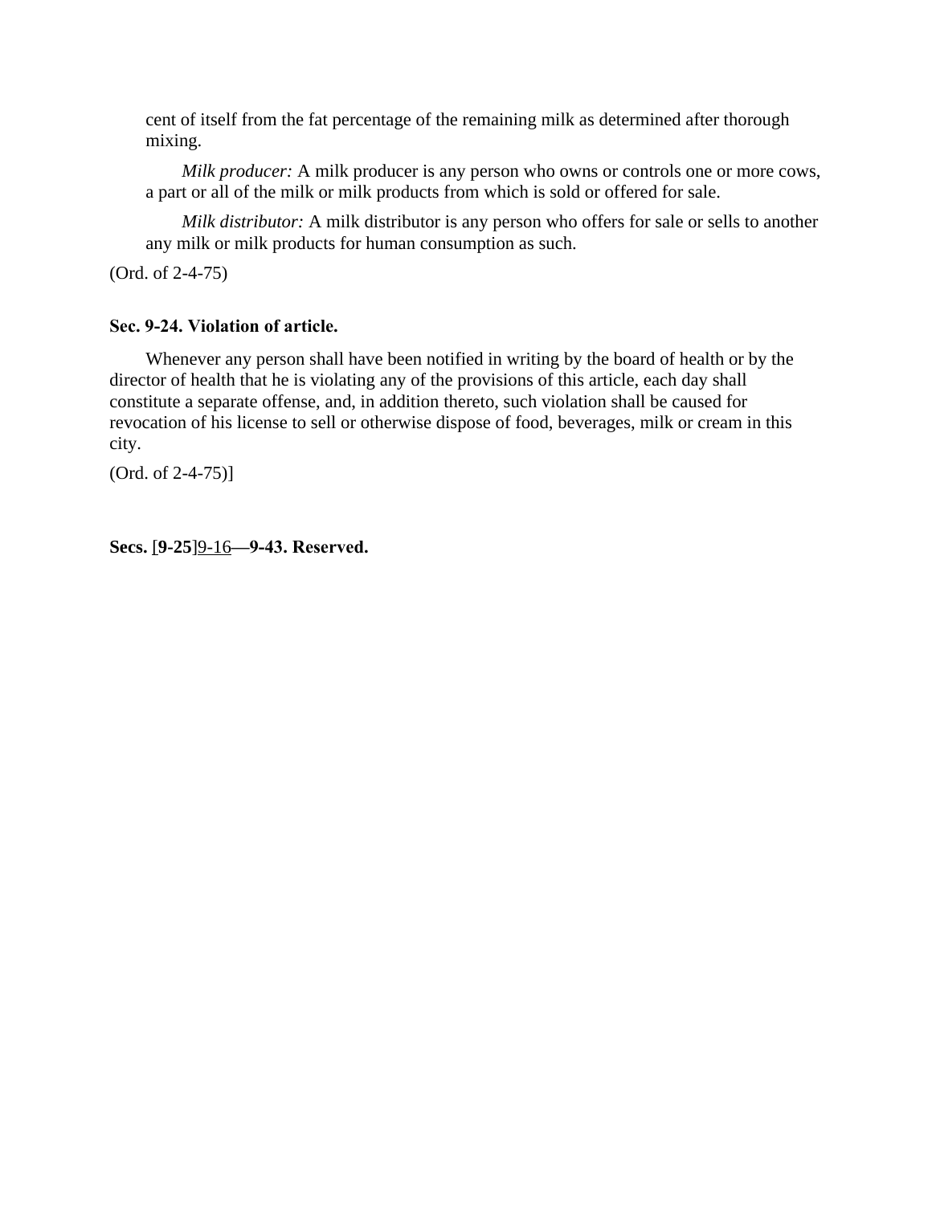cent of itself from the fat percentage of the remaining milk as determined after thorough mixing.

*Milk producer:* A milk producer is any person who owns or controls one or more cows, a part or all of the milk or milk products from which is sold or offered for sale.

*Milk distributor:* A milk distributor is any person who offers for sale or sells to another any milk or milk products for human consumption as such.

(Ord. of 2-4-75)

**Sec. 9-24. Violation of article.**

Whenever any person shall have been notified in writing by the board of health or by the director of health that he is violating any of the provisions of this article, each day shall constitute a separate offense, and, in addition thereto, such violation shall be caused for revocation of his license to sell or otherwise dispose of food, beverages, milk or cream in this city.

(Ord. of 2-4-75)]

**Secs. [9-25]9-16—9-43. Reserved.**